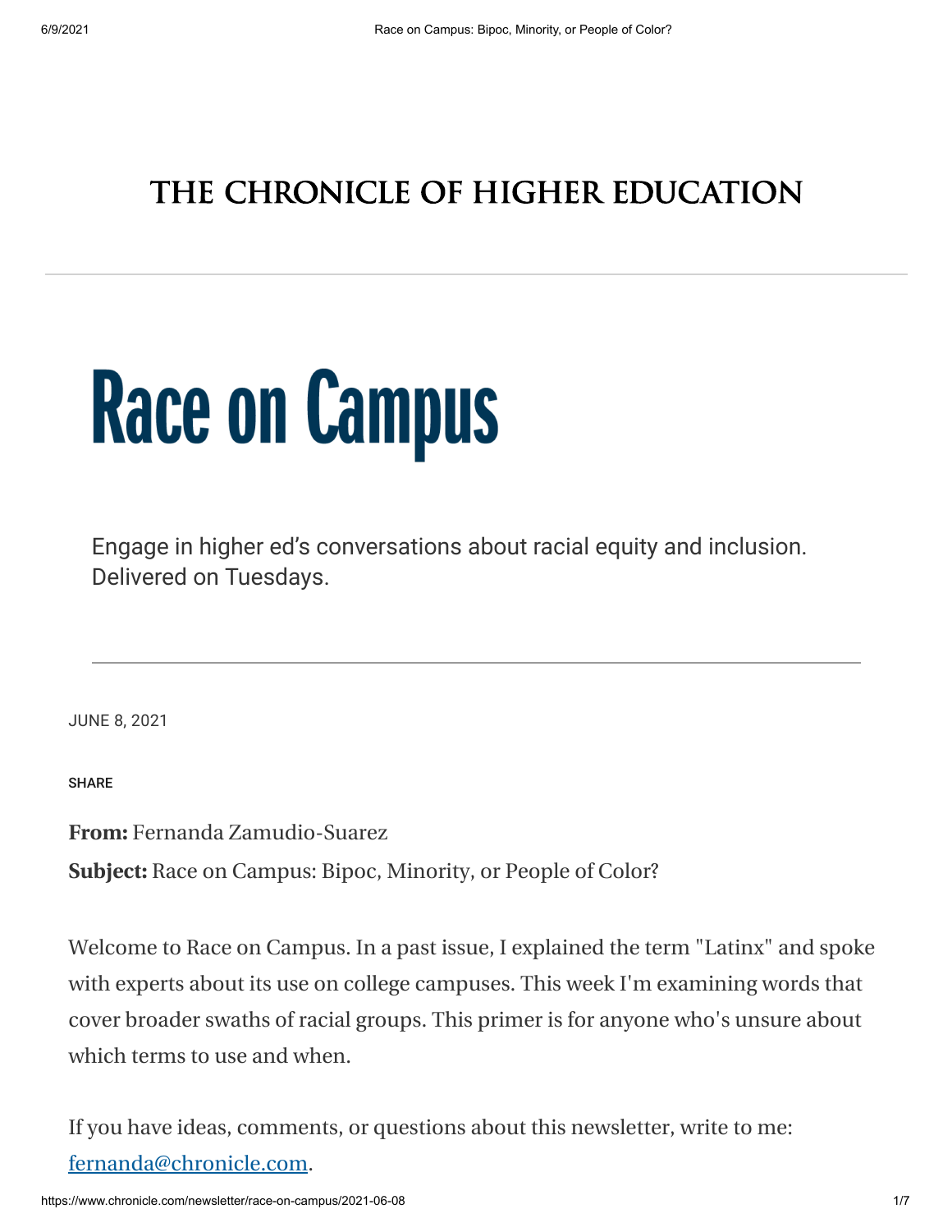# THE CHRONICLE OF HIGHER EDUCATION

# Race on Campus

Engage in higher ed's conversations about racial equity and inclusion. Delivered on Tuesdays.

JUNE 8, 2021

SHARE

**From:** Fernanda Zamudio-Suarez

**Subject:** Race on Campus: Bipoc, Minority, or People of Color?

Welcome to Race on Campus. In a past issue, I explained the term "Latinx" and spoke with experts about its use on college campuses. This week I'm examining words that cover broader swaths of racial groups. This primer is for anyone who's unsure about which terms to use and when.

If you have ideas, comments, or questions about this newsletter, write to me: [fernanda@chronicle.com](mailto:fernanda@chronicle.com).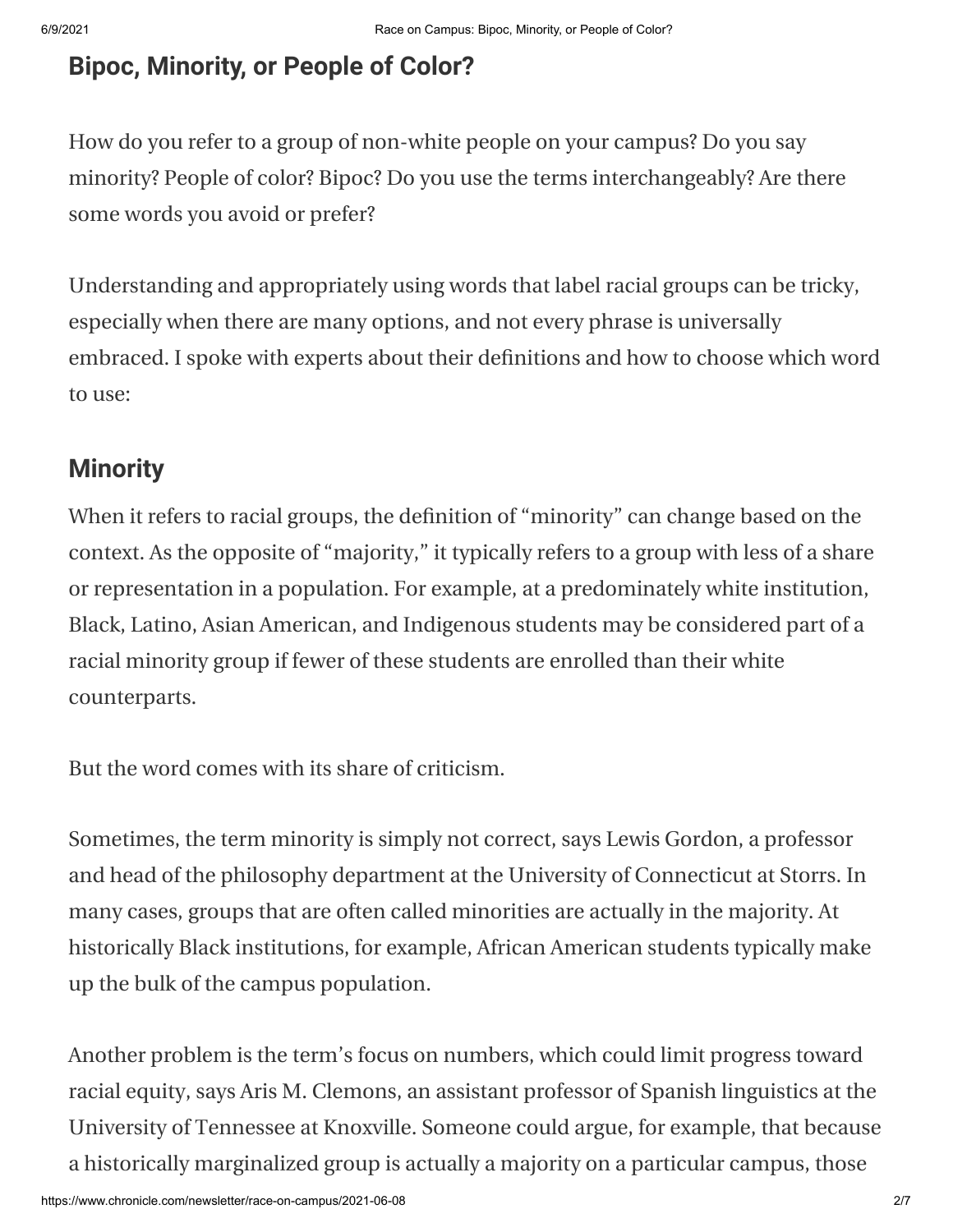## Bipoc, Minority, or People of Color?

How do you refer to a group of non-white people on your campus? Do you say minority? People of color? Bipoc? Do you use the terms interchangeably? Are there some words you avoid or prefer?

Understanding and appropriately using words that label racial groups can be tricky, especially when there are many options, and not every phrase is universally embraced. I spoke with experts about their definitions and how to choose which word to use:

## Minority

When it refers to racial groups, the definition of "minority" can change based on the context. As the opposite of "majority," it typically refers to a group with less of a share or representation in a population. For example, at a predominately white institution, Black, Latino, Asian American, and Indigenous students may be considered part of a racial minority group if fewer of these students are enrolled than their white counterparts.

But the word comes with its share of criticism.

Sometimes, the term minority is simply not correct, says Lewis Gordon, a professor and head of the philosophy department at the University of Connecticut at Storrs. In many cases, groups that are often called minorities are actually in the majority. At historically Black institutions, for example, African American students typically make up the bulk of the campus population.

Another problem is the term's focus on numbers, which could limit progress toward racial equity, says Aris M. Clemons, an assistant professor of Spanish linguistics at the University of Tennessee at Knoxville. Someone could argue, for example, that because a historically marginalized group is actually a majority on a particular campus, those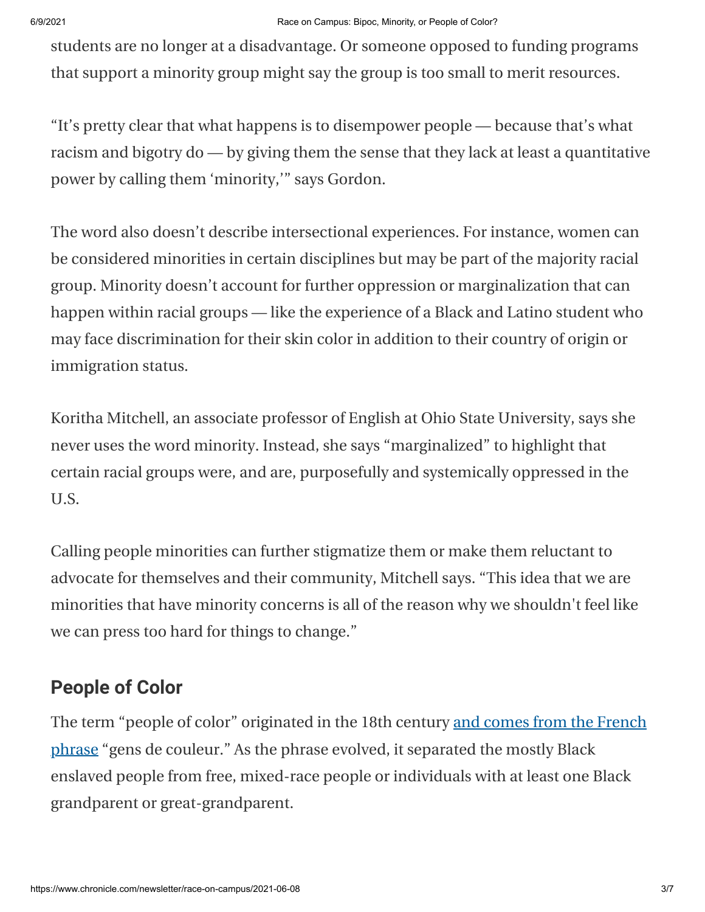students are no longer at a disadvantage. Or someone opposed to funding programs that support a minority group might say the group is too small to merit resources.

“It’s pretty clear that what happens is to disempower people — because that’s what racism and bigotry do — by giving them the sense that they lack at least a quantitative power by calling them ‘minority,’” says Gordon.

The word also doesn’t describe intersectional experiences. For instance, women can be considered minorities in certain disciplines but may be part of the majority racial group. Minority doesn’t account for further oppression or marginalization that can happen within racial groups — like the experience of a Black and Latino student who may face discrimination for their skin color in addition to their country of origin or immigration status.

Koritha Mitchell, an associate professor of English at Ohio State University, says she never uses the word minority. Instead, she says “marginalized” to highlight that certain racial groups were, and are, purposefully and systemically oppressed in the U.S.

Calling people minorities can further stigmatize them or make them reluctant to advocate for themselves and their community, Mitchell says. “This idea that we are minorities that have minority concerns is all of the reason why we shouldn't feel like we can press too hard for things to change.”

## People of Color

The term “people of color” originated in the 18th century and comes from the French phrase “gens de couleur.” As the phrase evolved, it separated the mostly Black enslaved people from free, mixed-race people or individuals with at least one Black grandparent or great-grandparent.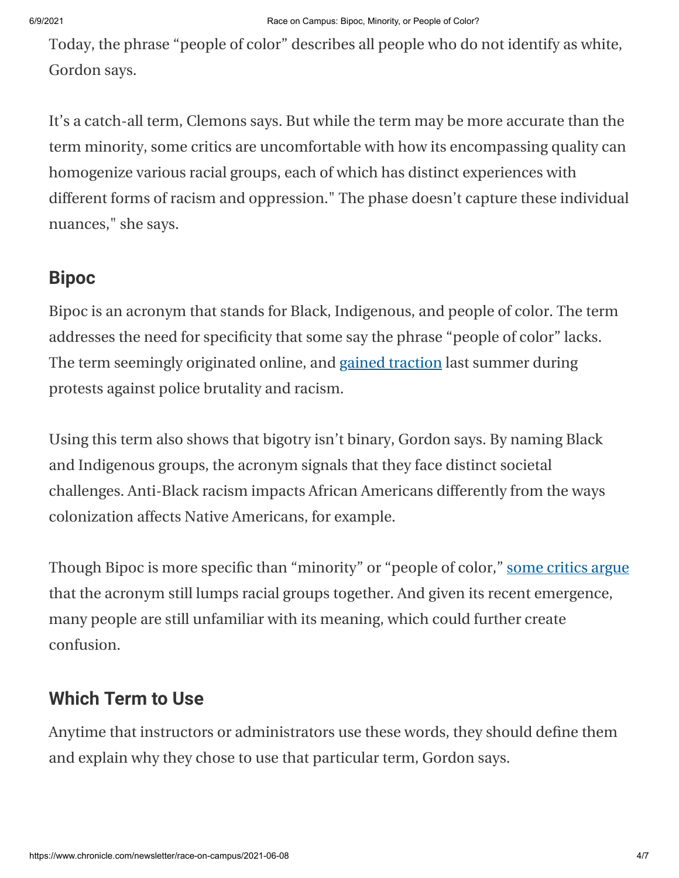Today, the phrase “people of color” describes all people who do not identify as white, Gordon says.

It’s a catch-all term, Clemons says. But while the term may be more accurate than the term minority, some critics are uncomfortable with how its encompassing quality can homogenize various racial groups, each of which has distinct experiences with different forms of racism and oppression." The phase doesn’t capture these individual nuances," she says.

## Bipoc

Bipoc is an acronym that stands for Black, Indigenous, and people of color. The term addresses the need for specificity that some say the phrase “people of color” lacks. The term seemingly originated online, and gained traction last summer during protests against police brutality and racism.

Using this term also shows that bigotry isn’t binary, Gordon says. By naming Black and Indigenous groups, the acronym signals that they face distinct societal challenges. Anti-Black racism impacts African Americans differently from the ways colonization affects Native Americans, for example.

Though Bipoc is more specific than “minority” or “people of color,” some critics argue that the acronym still lumps racial groups together. And given its recent emergence, many people are still unfamiliar with its meaning, which could further create confusion.

## Which Term to Use

Anytime that instructors or administrators use these words, they should define them and explain why they chose to use that particular term, Gordon says.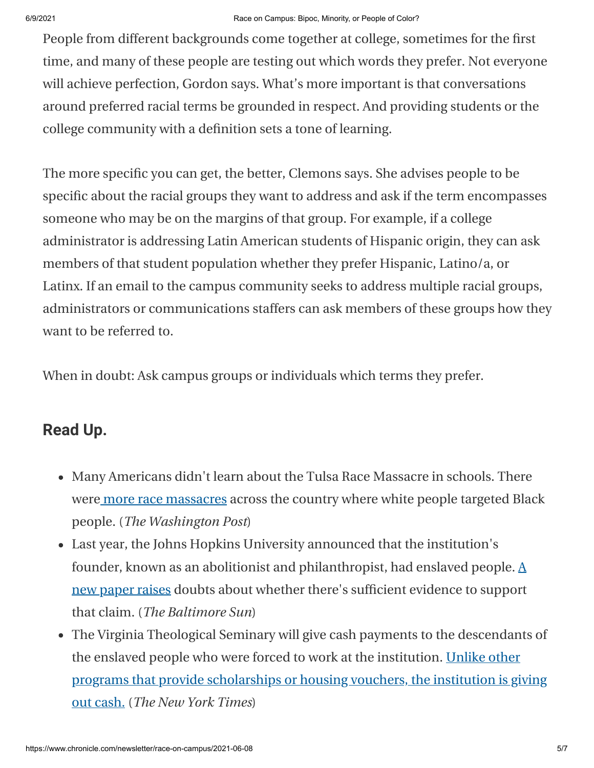People from different backgrounds come together at college, sometimes for the first time, and many of these people are testing out which words they prefer. Not everyone will achieve perfection, Gordon says. What's more important is that conversations around preferred racial terms be grounded in respect. And providing students or the college community with a definition sets a tone of learning.

The more specific you can get, the better, Clemons says. She advises people to be specific about the racial groups they want to address and ask if the term encompasses someone who may be on the margins of that group. For example, if a college administrator is addressing Latin American students of Hispanic origin, they can ask members of that student population whether they prefer Hispanic, Latino/a, or Latinx. If an email to the campus community seeks to address multiple racial groups, administrators or communications staffers can ask members of these groups how they want to be referred to.

When in doubt: Ask campus groups or individuals which terms they prefer.

## Read Up.

- Many Americans didn't learn about the Tulsa Race Massacre in schools. There were more race massacres across the country where white people targeted Black people. (*The Washington Post*)
- Last year, the Johns Hopkins University announced that the institution's founder, known as an abolitionist and philanthropist, had enslaved people. A new paper raises doubts about whether there's sufficient evidence to support that claim. (*The Baltimore Sun*)
- The Virginia Theological Seminary will give cash payments to the descendants of the enslaved people who were forced to work at the institution. Unlike other programs that provide scholarships or housing vouchers, the institution is giving out cash. (*The New York Times*)